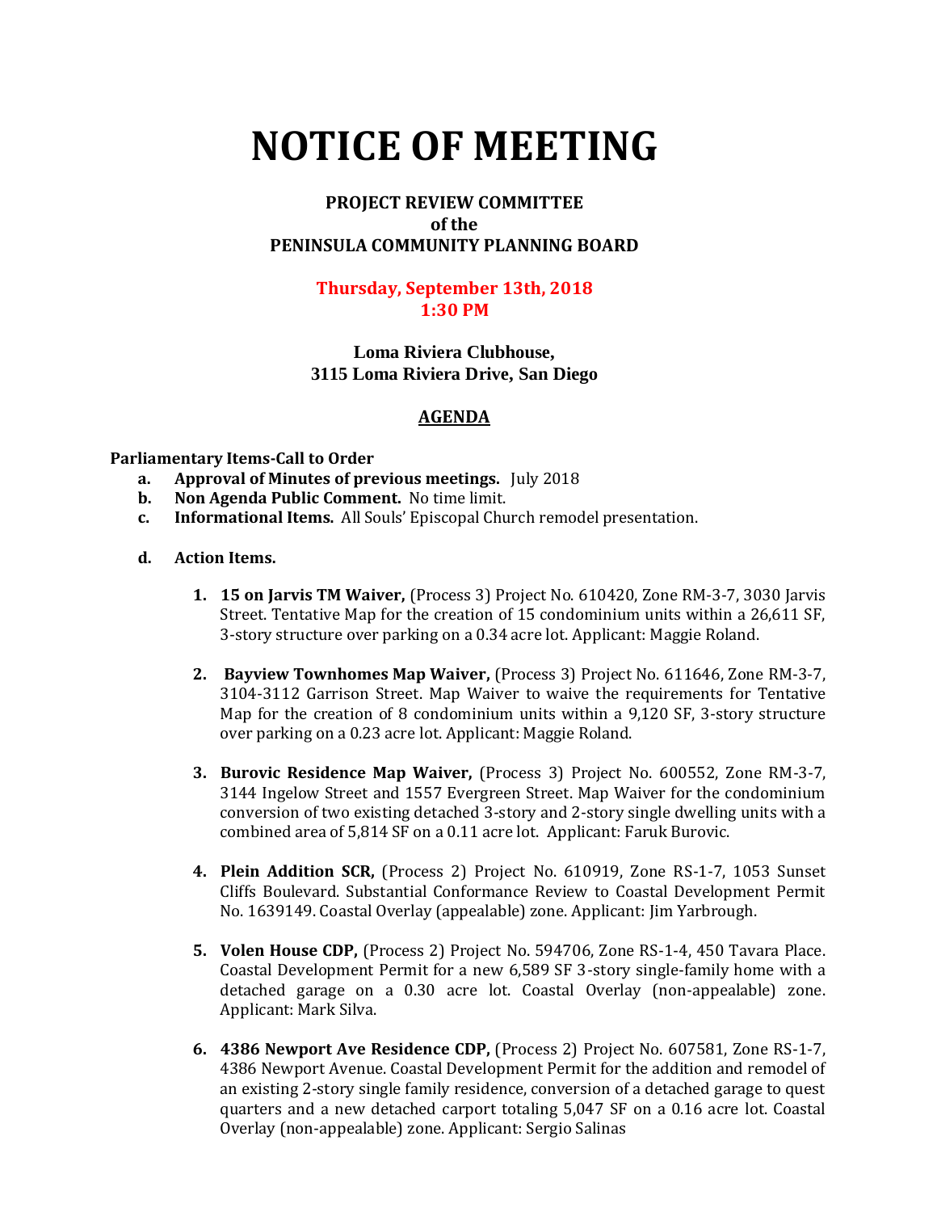# NOTICE OF MEETING

**PROJECT REVIEW COMMITTEE**
**of the**
**PENINSULA COMMUNITY PLANNING BOARD**

**Thursday, September 13th, 2018**
**1:30 PM**

**Loma Riviera Clubhouse,**
**3115 Loma Riviera Drive, San Diego**

## AGENDA

**Parliamentary Items-Call to Order**

- **a. Approval of Minutes of previous meetings.** July 2018
- **b. Non Agenda Public Comment.** No time limit.
- **c. Informational Items.** All Souls' Episcopal Church remodel presentation.
- **d. Action Items.**

1. **15 on Jarvis TM Waiver,** (Process 3) Project No. 610420, Zone RM-3-7, 3030 Jarvis Street. Tentative Map for the creation of 15 condominium units within a 26,611 SF, 3-story structure over parking on a 0.34 acre lot. Applicant: Maggie Roland.

2. **Bayview Townhomes Map Waiver,** (Process 3) Project No. 611646, Zone RM-3-7, 3104-3112 Garrison Street. Map Waiver to waive the requirements for Tentative Map for the creation of 8 condominium units within a 9,120 SF, 3-story structure over parking on a 0.23 acre lot. Applicant: Maggie Roland.

3. **Burovic Residence Map Waiver,** (Process 3) Project No. 600552, Zone RM-3-7, 3144 Ingelow Street and 1557 Evergreen Street. Map Waiver for the condominium conversion of two existing detached 3-story and 2-story single dwelling units with a combined area of 5,814 SF on a 0.11 acre lot. Applicant: Faruk Burovic.

4. **Plein Addition SCR,** (Process 2) Project No. 610919, Zone RS-1-7, 1053 Sunset Cliffs Boulevard. Substantial Conformance Review to Coastal Development Permit No. 1639149. Coastal Overlay (appealable) zone. Applicant: Jim Yarbrough.

5. **Volen House CDP,** (Process 2) Project No. 594706, Zone RS-1-4, 450 Tavara Place. Coastal Development Permit for a new 6,589 SF 3-story single-family home with a detached garage on a 0.30 acre lot. Coastal Overlay (non-appealable) zone. Applicant: Mark Silva.

6. **4386 Newport Ave Residence CDP,** (Process 2) Project No. 607581, Zone RS-1-7, 4386 Newport Avenue. Coastal Development Permit for the addition and remodel of an existing 2-story single family residence, conversion of a detached garage to quest quarters and a new detached carport totaling 5,047 SF on a 0.16 acre lot. Coastal Overlay (non-appealable) zone. Applicant: Sergio Salinas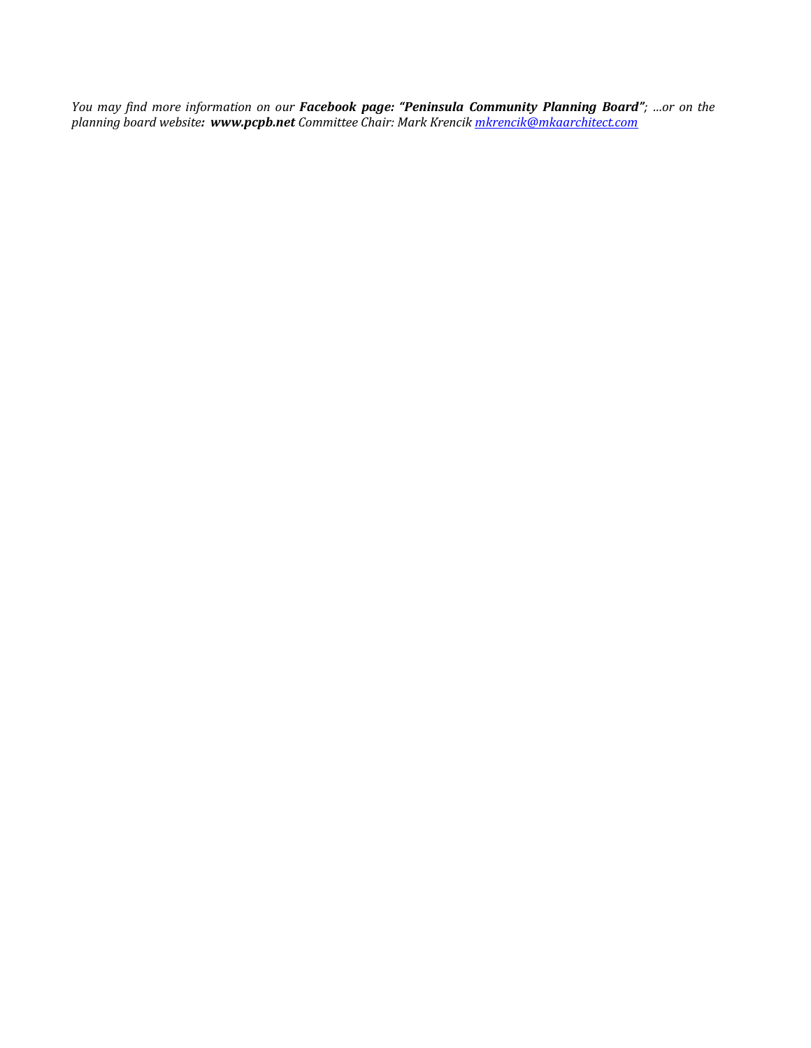*You may find more information on our **Facebook page: "Peninsula Community Planning Board"**; ...or on the planning board website**: www.pcpb.net** Committee Chair: Mark Krencik [mkrencik@mkaarchitect.com](mailto:mkrencik@mkaarchitect.com)*